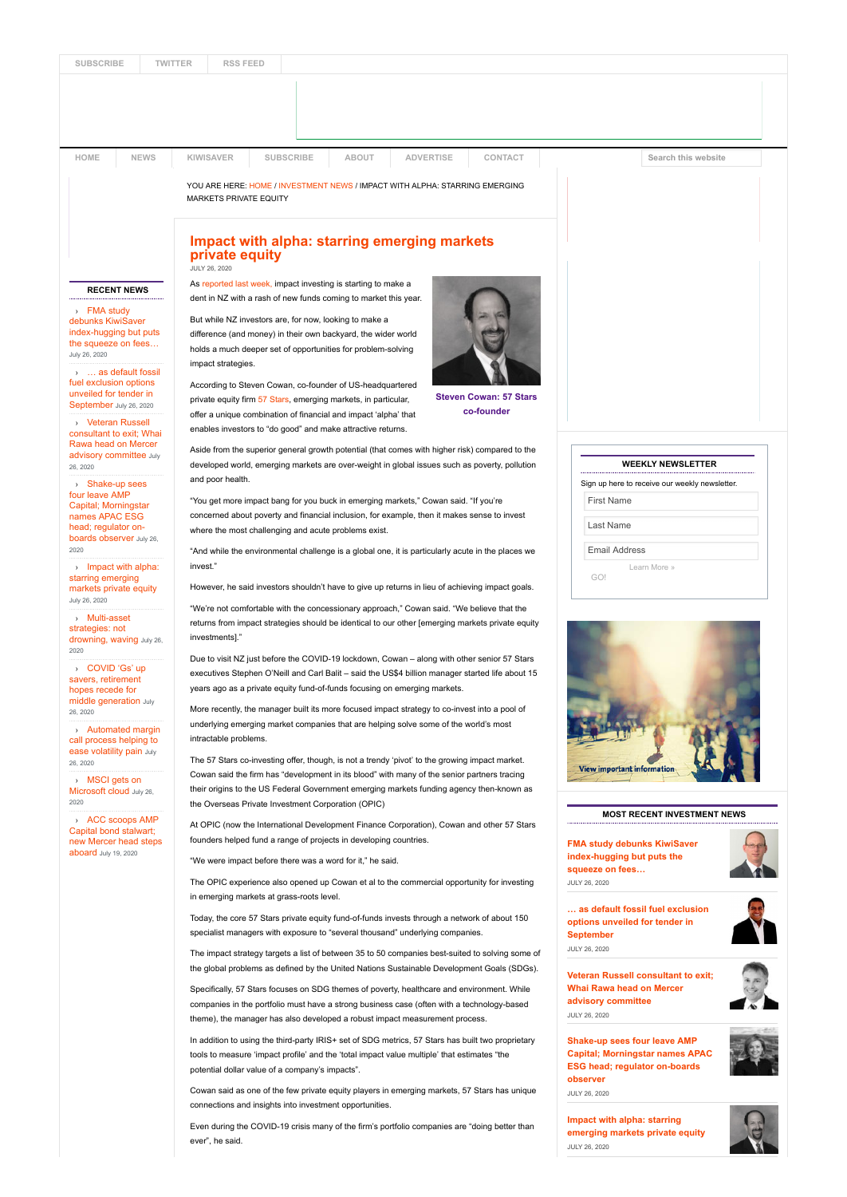# Impact with alpha: starring emerging markets private equity

JULY 26, 2020

As reported last week, impact investing is starting to make a dent in NZ with a rash of new funds coming to market this year.

But while NZ investors are, for now, looking to make a difference (and money) in their own backyard, the wider world holds a much deeper set of opportunities for problem-solving impact strategies.

According to Steven Cowan, co-founder of US-headquartered private equity firm 57 Stars, emerging markets, in particular, offer a unique combination of financial and impact 'alpha' that enables investors to "do good" and make attractive returns.

Steven Cowan: 57 Stars co-founder

Aside from the superior general growth potential (that comes with higher risk) compared to the developed world, emerging markets are over-weight in global issues such as poverty, pollution and poor health.

"You get more impact bang for you buck in emerging markets," Cowan said. "If you're concerned about poverty and financial inclusion, for example, then it makes sense to invest where the most challenging and acute problems exist.

"And while the environmental challenge is a global one, it is particularly acute in the places we invest."

However, he said investors shouldn't have to give up returns in lieu of achieving impact goals.

"We're not comfortable with the concessionary approach," Cowan said. "We believe that the returns from impact strategies should be identical to our other [emerging markets private equity investments]."

Due to visit NZ just before the COVID-19 lockdown, Cowan – along with other senior 57 Stars executives Stephen O'Neill and Carl Balit – said the US$4 billion manager started life about 15 years ago as a private equity fund-of-funds focusing on emerging markets.

More recently, the manager built its more focused impact strategy to co-invest into a pool of underlying emerging market companies that are helping solve some of the world's most intractable problems.

The 57 Stars co-investing offer, though, is not a trendy 'pivot' to the growing impact market. Cowan said the firm has "development in its blood" with many of the senior partners tracing their origins to the US Federal Government emerging markets funding agency then-known as the Overseas Private Investment Corporation (OPIC)

At OPIC (now the International Development Finance Corporation), Cowan and other 57 Stars founders helped fund a range of projects in developing countries.

"We were impact before there was a word for it," he said.

The OPIC experience also opened up Cowan et al to the commercial opportunity for investing in emerging markets at grass-roots level.

Today, the core 57 Stars private equity fund-of-funds invests through a network of about 150 specialist managers with exposure to "several thousand" underlying companies.

The impact strategy targets a list of between 35 to 50 companies best-suited to solving some of the global problems as defined by the United Nations Sustainable Development Goals (SDGs).

Specifically, 57 Stars focuses on SDG themes of poverty, healthcare and environment. While companies in the portfolio must have a strong business case (often with a technology-based theme), the manager has also developed a robust impact measurement process.

In addition to using the third-party IRIS+ set of SDG metrics, 57 Stars has built two proprietary tools to measure 'impact profile' and the 'total impact value multiple' that estimates "the potential dollar value of a company's impacts".

Cowan said as one of the few private equity players in emerging markets, 57 Stars has unique connections and insights into investment opportunities.

Even during the COVID-19 crisis many of the firm's portfolio companies are "doing better than ever", he said.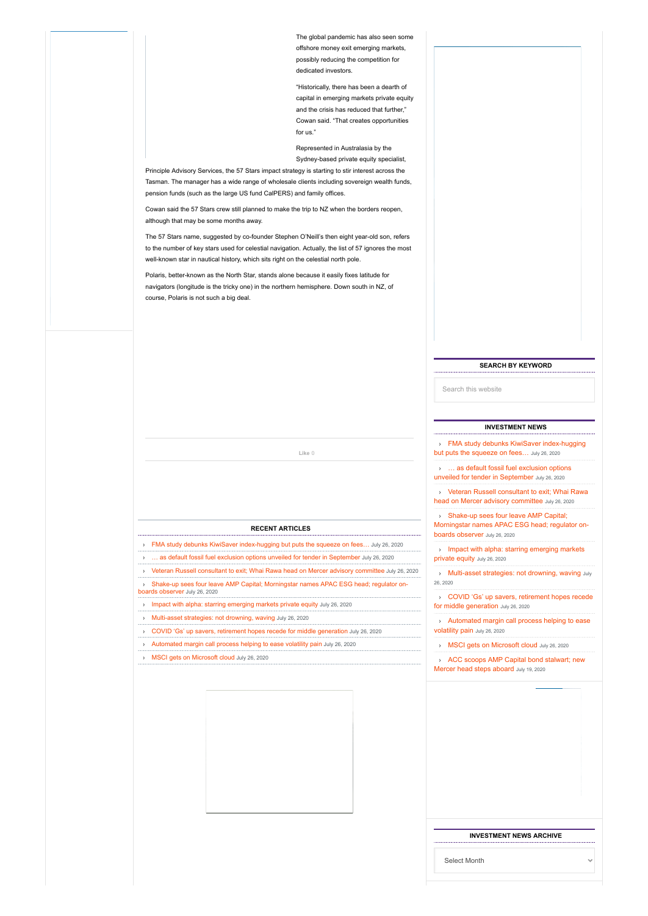The global pandemic has also seen some offshore money exit emerging markets, possibly reducing the competition for dedicated investors.

"Historically, there has been a dearth of capital in emerging markets private equity and the crisis has reduced that further," Cowan said. "That creates opportunities for us."

Represented in Australasia by the Sydney-based private equity specialist, Principle Advisory Services, the 57 Stars impact strategy is starting to stir interest across the Tasman. The manager has a wide range of wholesale clients including sovereign wealth funds, pension funds (such as the large US fund CalPERS) and family offices.

Cowan said the 57 Stars crew still planned to make the trip to NZ when the borders reopen, although that may be some months away.

The 57 Stars name, suggested by co-founder Stephen O'Neill's then eight year-old son, refers to the number of key stars used for celestial navigation. Actually, the list of 57 ignores the most well-known star in nautical history, which sits right on the celestial north pole.

Polaris, better-known as the North Star, stands alone because it easily fixes latitude for navigators (longitude is the tricky one) in the northern hemisphere. Down south in NZ, of course, Polaris is not such a big deal.

Like 0

### RECENT ARTICLES

- FMA study debunks KiwiSaver index-hugging but puts the squeeze on fees… July 26, 2020
- … as default fossil fuel exclusion options unveiled for tender in September July 26, 2020
- Veteran Russell consultant to exit; Whai Rawa head on Mercer advisory committee July 26, 2020
- Shake-up sees four leave AMP Capital; Morningstar names APAC ESG head; regulator on-boards observer July 26, 2020
- Impact with alpha: starring emerging markets private equity July 26, 2020
- Multi-asset strategies: not drowning, waving July 26, 2020
- COVID 'Gs' up savers, retirement hopes recede for middle generation July 26, 2020
- Automated margin call process helping to ease volatility pain July 26, 2020
- MSCI gets on Microsoft cloud July 26, 2020

### SEARCH BY KEYWORD

Search this website

### INVESTMENT NEWS

- FMA study debunks KiwiSaver index-hugging but puts the squeeze on fees… July 26, 2020
- … as default fossil fuel exclusion options unveiled for tender in September July 26, 2020
- Veteran Russell consultant to exit; Whai Rawa head on Mercer advisory committee July 26, 2020
- Shake-up sees four leave AMP Capital; Morningstar names APAC ESG head; regulator on-boards observer July 26, 2020
- Impact with alpha: starring emerging markets private equity July 26, 2020
- Multi-asset strategies: not drowning, waving July 26, 2020
- COVID 'Gs' up savers, retirement hopes recede for middle generation July 26, 2020
- Automated margin call process helping to ease volatility pain July 26, 2020
- MSCI gets on Microsoft cloud July 26, 2020
- ACC scoops AMP Capital bond stalwart; new Mercer head steps aboard July 19, 2020

### INVESTMENT NEWS ARCHIVE

Select Month